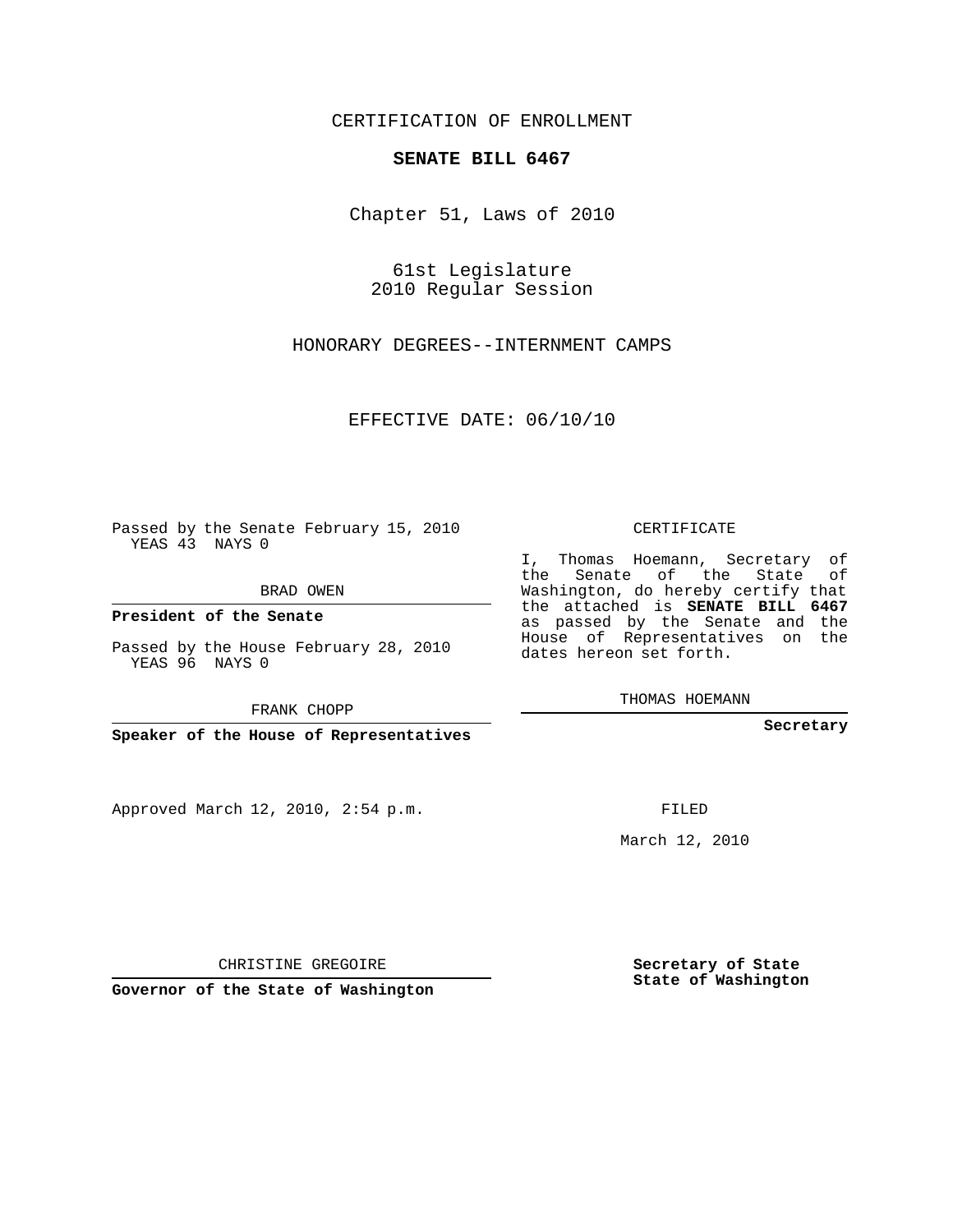CERTIFICATION OF ENROLLMENT

**SENATE BILL 6467**

Chapter 51, Laws of 2010

61st Legislature
2010 Regular Session

HONORARY DEGREES--INTERNMENT CAMPS

EFFECTIVE DATE: 06/10/10

Passed by the Senate February 15, 2010
YEAS 43 NAYS 0

BRAD OWEN

**President of the Senate**

Passed by the House February 28, 2010
YEAS 96 NAYS 0

FRANK CHOPP

**Speaker of the House of Representatives**

Approved March 12, 2010, 2:54 p.m.

CHRISTINE GREGOIRE

**Governor of the State of Washington**

CERTIFICATE

I, Thomas Hoemann, Secretary of the Senate of the State of Washington, do hereby certify that the attached is **SENATE BILL 6467** as passed by the Senate and the House of Representatives on the dates hereon set forth.

THOMAS HOEMANN

**Secretary**

FILED

March 12, 2010

**Secretary of State**
**State of Washington**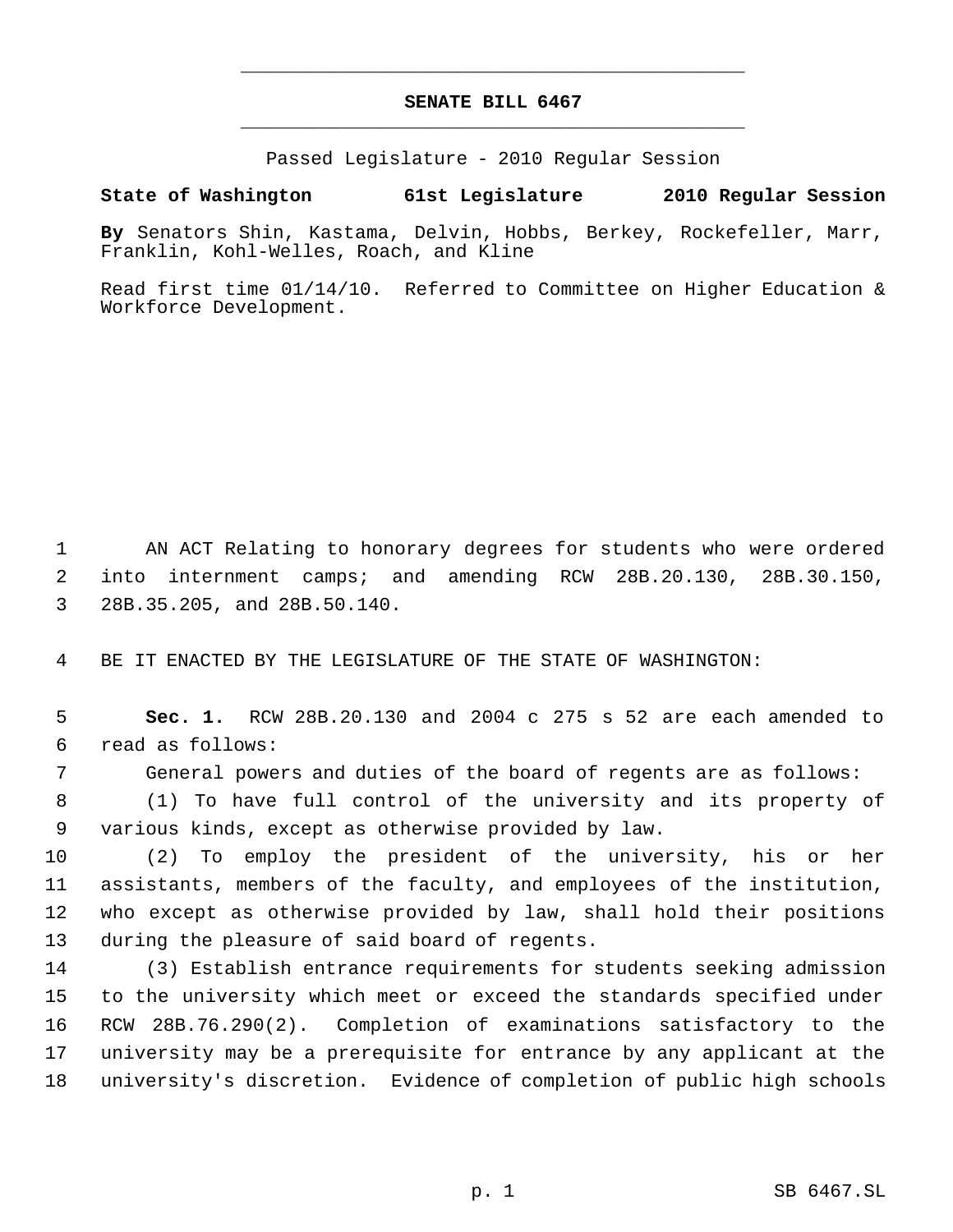# SENATE BILL 6467

Passed Legislature - 2010 Regular Session

**State of Washington 61st Legislature 2010 Regular Session**

**By** Senators Shin, Kastama, Delvin, Hobbs, Berkey, Rockefeller, Marr, Franklin, Kohl-Welles, Roach, and Kline

Read first time 01/14/10. Referred to Committee on Higher Education & Workforce Development.

1 AN ACT Relating to honorary degrees for students who were ordered
2 into internment camps; and amending RCW 28B.20.130, 28B.30.150,
3 28B.35.205, and 28B.50.140.

4 BE IT ENACTED BY THE LEGISLATURE OF THE STATE OF WASHINGTON:

5 **Sec. 1.** RCW 28B.20.130 and 2004 c 275 s 52 are each amended to
6 read as follows:

7 General powers and duties of the board of regents are as follows:

8 (1) To have full control of the university and its property of
9 various kinds, except as otherwise provided by law.

10 (2) To employ the president of the university, his or her
11 assistants, members of the faculty, and employees of the institution,
12 who except as otherwise provided by law, shall hold their positions
13 during the pleasure of said board of regents.

14 (3) Establish entrance requirements for students seeking admission
15 to the university which meet or exceed the standards specified under
16 RCW 28B.76.290(2). Completion of examinations satisfactory to the
17 university may be a prerequisite for entrance by any applicant at the
18 university's discretion. Evidence of completion of public high schools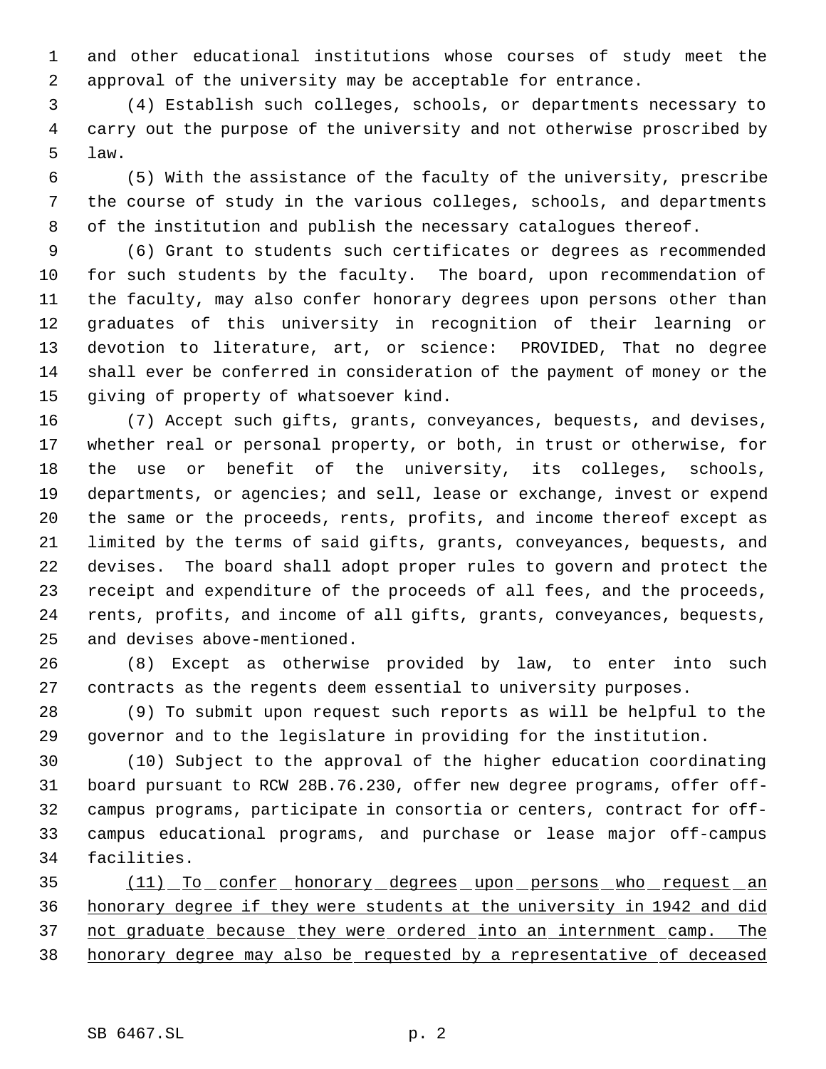and other educational institutions whose courses of study meet the approval of the university may be acceptable for entrance.

(4) Establish such colleges, schools, or departments necessary to carry out the purpose of the university and not otherwise proscribed by law.

(5) With the assistance of the faculty of the university, prescribe the course of study in the various colleges, schools, and departments of the institution and publish the necessary catalogues thereof.

(6) Grant to students such certificates or degrees as recommended for such students by the faculty. The board, upon recommendation of the faculty, may also confer honorary degrees upon persons other than graduates of this university in recognition of their learning or devotion to literature, art, or science: PROVIDED, That no degree shall ever be conferred in consideration of the payment of money or the giving of property of whatsoever kind.

(7) Accept such gifts, grants, conveyances, bequests, and devises, whether real or personal property, or both, in trust or otherwise, for the use or benefit of the university, its colleges, schools, departments, or agencies; and sell, lease or exchange, invest or expend the same or the proceeds, rents, profits, and income thereof except as limited by the terms of said gifts, grants, conveyances, bequests, and devises. The board shall adopt proper rules to govern and protect the receipt and expenditure of the proceeds of all fees, and the proceeds, rents, profits, and income of all gifts, grants, conveyances, bequests, and devises above-mentioned.

(8) Except as otherwise provided by law, to enter into such contracts as the regents deem essential to university purposes.

(9) To submit upon request such reports as will be helpful to the governor and to the legislature in providing for the institution.

(10) Subject to the approval of the higher education coordinating board pursuant to RCW 28B.76.230, offer new degree programs, offer off-campus programs, participate in consortia or centers, contract for off-campus educational programs, and purchase or lease major off-campus facilities.

<u>(11) To confer honorary degrees upon persons who request an honorary degree if they were students at the university in 1942 and did not graduate because they were ordered into an internment camp. The honorary degree may also be requested by a representative of deceased</u>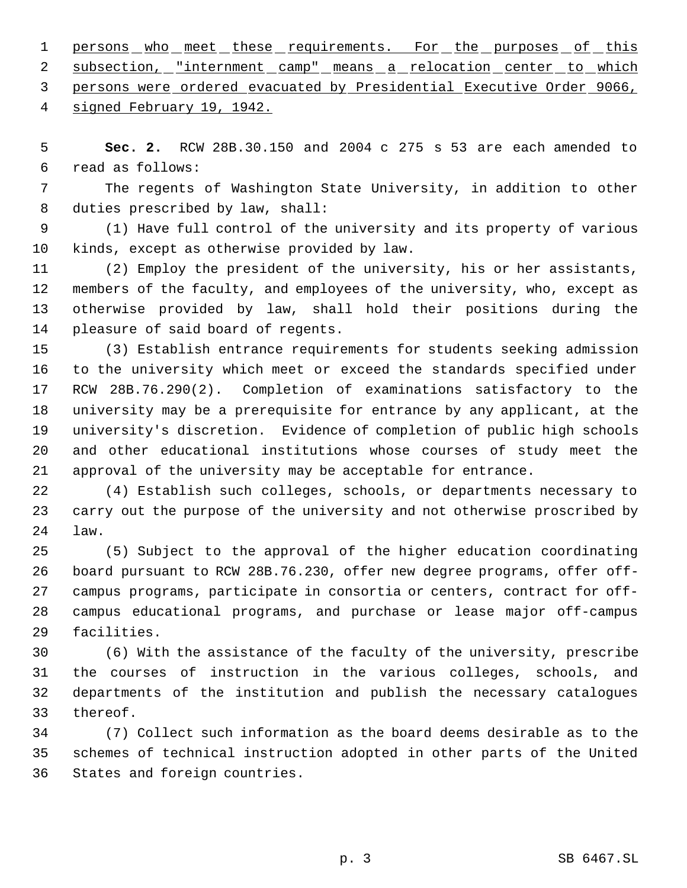persons who meet these requirements. For the purposes of this subsection, "internment camp" means a relocation center to which persons were ordered evacuated by Presidential Executive Order 9066, signed February 19, 1942.

**Sec. 2.** RCW 28B.30.150 and 2004 c 275 s 53 are each amended to read as follows:

The regents of Washington State University, in addition to other duties prescribed by law, shall:

(1) Have full control of the university and its property of various kinds, except as otherwise provided by law.

(2) Employ the president of the university, his or her assistants, members of the faculty, and employees of the university, who, except as otherwise provided by law, shall hold their positions during the pleasure of said board of regents.

(3) Establish entrance requirements for students seeking admission to the university which meet or exceed the standards specified under RCW 28B.76.290(2). Completion of examinations satisfactory to the university may be a prerequisite for entrance by any applicant, at the university's discretion. Evidence of completion of public high schools and other educational institutions whose courses of study meet the approval of the university may be acceptable for entrance.

(4) Establish such colleges, schools, or departments necessary to carry out the purpose of the university and not otherwise proscribed by law.

(5) Subject to the approval of the higher education coordinating board pursuant to RCW 28B.76.230, offer new degree programs, offer off-campus programs, participate in consortia or centers, contract for off-campus educational programs, and purchase or lease major off-campus facilities.

(6) With the assistance of the faculty of the university, prescribe the courses of instruction in the various colleges, schools, and departments of the institution and publish the necessary catalogues thereof.

(7) Collect such information as the board deems desirable as to the schemes of technical instruction adopted in other parts of the United States and foreign countries.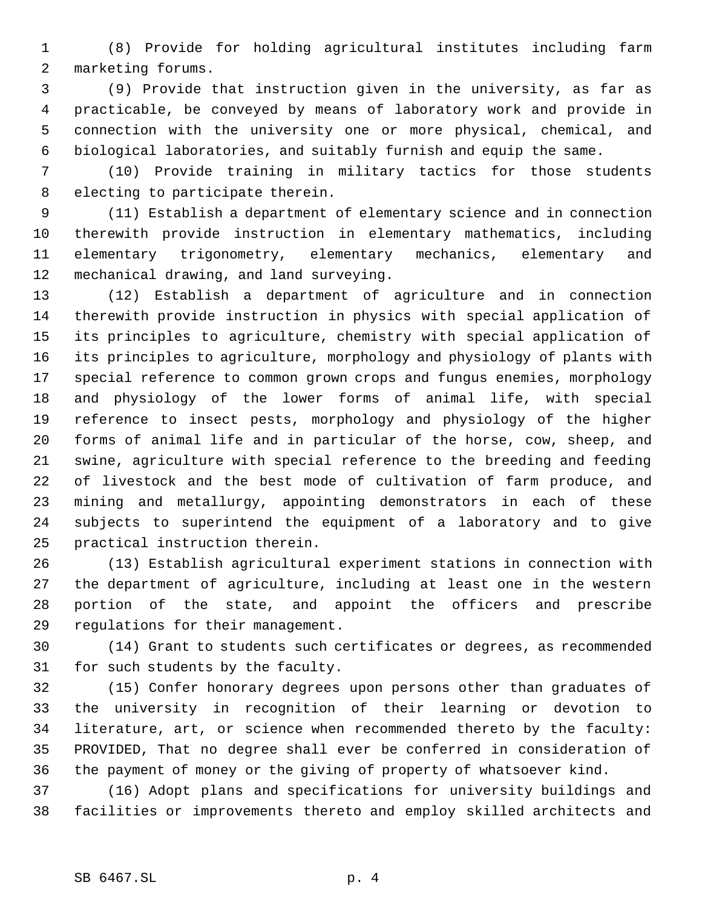(8) Provide for holding agricultural institutes including farm marketing forums.

(9) Provide that instruction given in the university, as far as practicable, be conveyed by means of laboratory work and provide in connection with the university one or more physical, chemical, and biological laboratories, and suitably furnish and equip the same.

(10) Provide training in military tactics for those students electing to participate therein.

(11) Establish a department of elementary science and in connection therewith provide instruction in elementary mathematics, including elementary trigonometry, elementary mechanics, elementary and mechanical drawing, and land surveying.

(12) Establish a department of agriculture and in connection therewith provide instruction in physics with special application of its principles to agriculture, chemistry with special application of its principles to agriculture, morphology and physiology of plants with special reference to common grown crops and fungus enemies, morphology and physiology of the lower forms of animal life, with special reference to insect pests, morphology and physiology of the higher forms of animal life and in particular of the horse, cow, sheep, and swine, agriculture with special reference to the breeding and feeding of livestock and the best mode of cultivation of farm produce, and mining and metallurgy, appointing demonstrators in each of these subjects to superintend the equipment of a laboratory and to give practical instruction therein.

(13) Establish agricultural experiment stations in connection with the department of agriculture, including at least one in the western portion of the state, and appoint the officers and prescribe regulations for their management.

(14) Grant to students such certificates or degrees, as recommended for such students by the faculty.

(15) Confer honorary degrees upon persons other than graduates of the university in recognition of their learning or devotion to literature, art, or science when recommended thereto by the faculty: PROVIDED, That no degree shall ever be conferred in consideration of the payment of money or the giving of property of whatsoever kind.

(16) Adopt plans and specifications for university buildings and facilities or improvements thereto and employ skilled architects and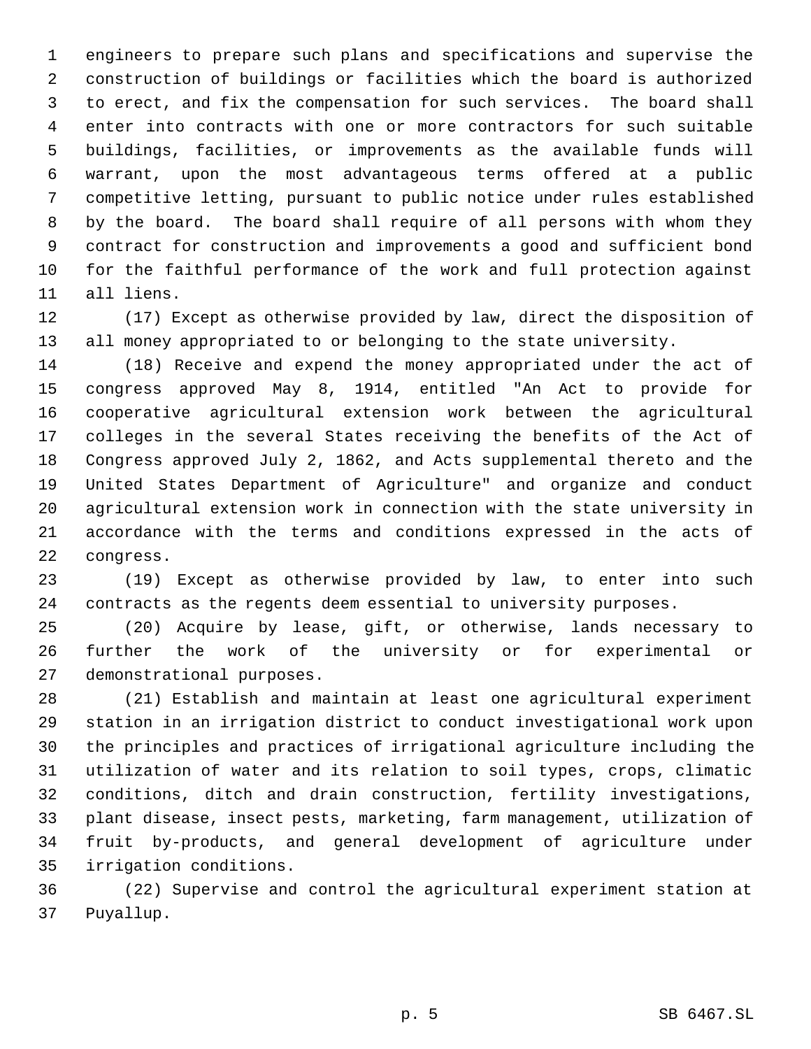engineers to prepare such plans and specifications and supervise the construction of buildings or facilities which the board is authorized to erect, and fix the compensation for such services. The board shall enter into contracts with one or more contractors for such suitable buildings, facilities, or improvements as the available funds will warrant, upon the most advantageous terms offered at a public competitive letting, pursuant to public notice under rules established by the board. The board shall require of all persons with whom they contract for construction and improvements a good and sufficient bond for the faithful performance of the work and full protection against all liens.

(17) Except as otherwise provided by law, direct the disposition of all money appropriated to or belonging to the state university.

(18) Receive and expend the money appropriated under the act of congress approved May 8, 1914, entitled "An Act to provide for cooperative agricultural extension work between the agricultural colleges in the several States receiving the benefits of the Act of Congress approved July 2, 1862, and Acts supplemental thereto and the United States Department of Agriculture" and organize and conduct agricultural extension work in connection with the state university in accordance with the terms and conditions expressed in the acts of congress.

(19) Except as otherwise provided by law, to enter into such contracts as the regents deem essential to university purposes.

(20) Acquire by lease, gift, or otherwise, lands necessary to further the work of the university or for experimental or demonstrational purposes.

(21) Establish and maintain at least one agricultural experiment station in an irrigation district to conduct investigational work upon the principles and practices of irrigational agriculture including the utilization of water and its relation to soil types, crops, climatic conditions, ditch and drain construction, fertility investigations, plant disease, insect pests, marketing, farm management, utilization of fruit by-products, and general development of agriculture under irrigation conditions.

(22) Supervise and control the agricultural experiment station at Puyallup.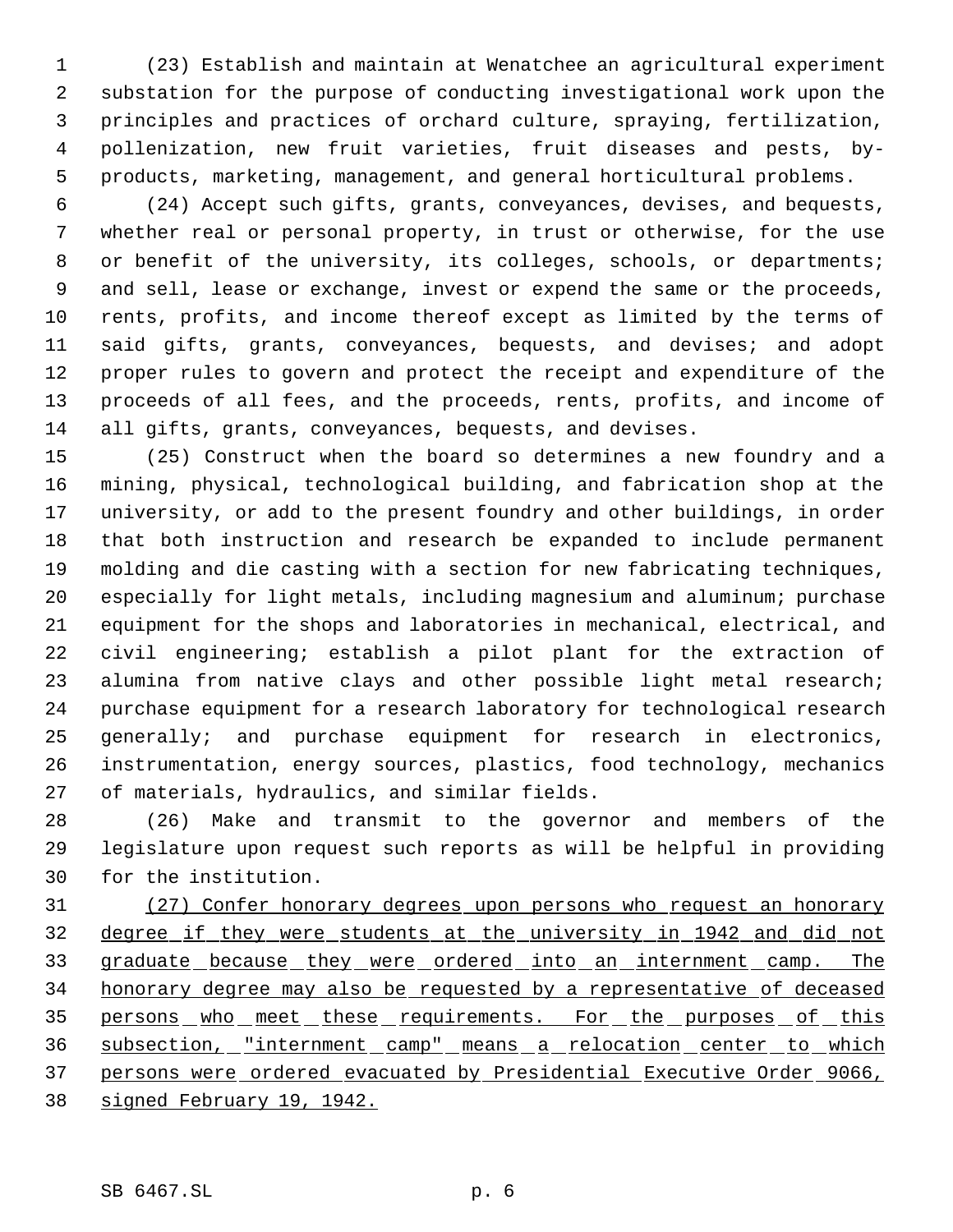(23) Establish and maintain at Wenatchee an agricultural experiment substation for the purpose of conducting investigational work upon the principles and practices of orchard culture, spraying, fertilization, pollenization, new fruit varieties, fruit diseases and pests, by-products, marketing, management, and general horticultural problems.

(24) Accept such gifts, grants, conveyances, devises, and bequests, whether real or personal property, in trust or otherwise, for the use or benefit of the university, its colleges, schools, or departments; and sell, lease or exchange, invest or expend the same or the proceeds, rents, profits, and income thereof except as limited by the terms of said gifts, grants, conveyances, bequests, and devises; and adopt proper rules to govern and protect the receipt and expenditure of the proceeds of all fees, and the proceeds, rents, profits, and income of all gifts, grants, conveyances, bequests, and devises.

(25) Construct when the board so determines a new foundry and a mining, physical, technological building, and fabrication shop at the university, or add to the present foundry and other buildings, in order that both instruction and research be expanded to include permanent molding and die casting with a section for new fabricating techniques, especially for light metals, including magnesium and aluminum; purchase equipment for the shops and laboratories in mechanical, electrical, and civil engineering; establish a pilot plant for the extraction of alumina from native clays and other possible light metal research; purchase equipment for a research laboratory for technological research generally; and purchase equipment for research in electronics, instrumentation, energy sources, plastics, food technology, mechanics of materials, hydraulics, and similar fields.

(26) Make and transmit to the governor and members of the legislature upon request such reports as will be helpful in providing for the institution.

<u>(27) Confer honorary degrees upon persons who request an honorary degree if they were students at the university in 1942 and did not graduate because they were ordered into an internment camp. The honorary degree may also be requested by a representative of deceased persons who meet these requirements. For the purposes of this subsection, "internment camp" means a relocation center to which persons were ordered evacuated by Presidential Executive Order 9066, signed February 19, 1942.</u>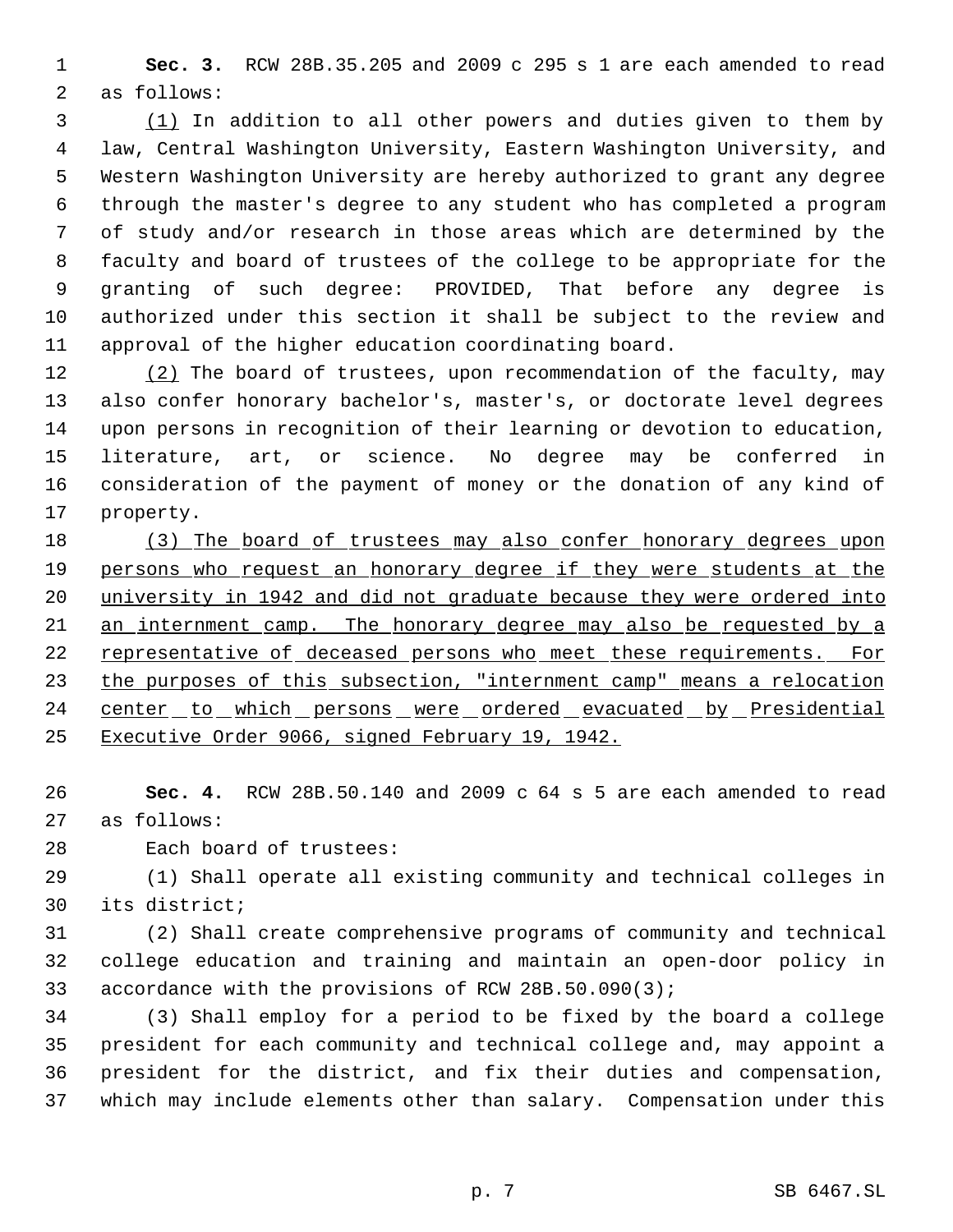**Sec. 3.** RCW 28B.35.205 and 2009 c 295 s 1 are each amended to read as follows:

(1) In addition to all other powers and duties given to them by law, Central Washington University, Eastern Washington University, and Western Washington University are hereby authorized to grant any degree through the master's degree to any student who has completed a program of study and/or research in those areas which are determined by the faculty and board of trustees of the college to be appropriate for the granting of such degree: PROVIDED, That before any degree is authorized under this section it shall be subject to the review and approval of the higher education coordinating board.

(2) The board of trustees, upon recommendation of the faculty, may also confer honorary bachelor's, master's, or doctorate level degrees upon persons in recognition of their learning or devotion to education, literature, art, or science. No degree may be conferred in consideration of the payment of money or the donation of any kind of property.

(3) The board of trustees may also confer honorary degrees upon persons who request an honorary degree if they were students at the university in 1942 and did not graduate because they were ordered into an internment camp. The honorary degree may also be requested by a representative of deceased persons who meet these requirements. For the purposes of this subsection, "internment camp" means a relocation center to which persons were ordered evacuated by Presidential Executive Order 9066, signed February 19, 1942.

**Sec. 4.** RCW 28B.50.140 and 2009 c 64 s 5 are each amended to read as follows:

Each board of trustees:

(1) Shall operate all existing community and technical colleges in its district;

(2) Shall create comprehensive programs of community and technical college education and training and maintain an open-door policy in accordance with the provisions of RCW 28B.50.090(3);

(3) Shall employ for a period to be fixed by the board a college president for each community and technical college and, may appoint a president for the district, and fix their duties and compensation, which may include elements other than salary. Compensation under this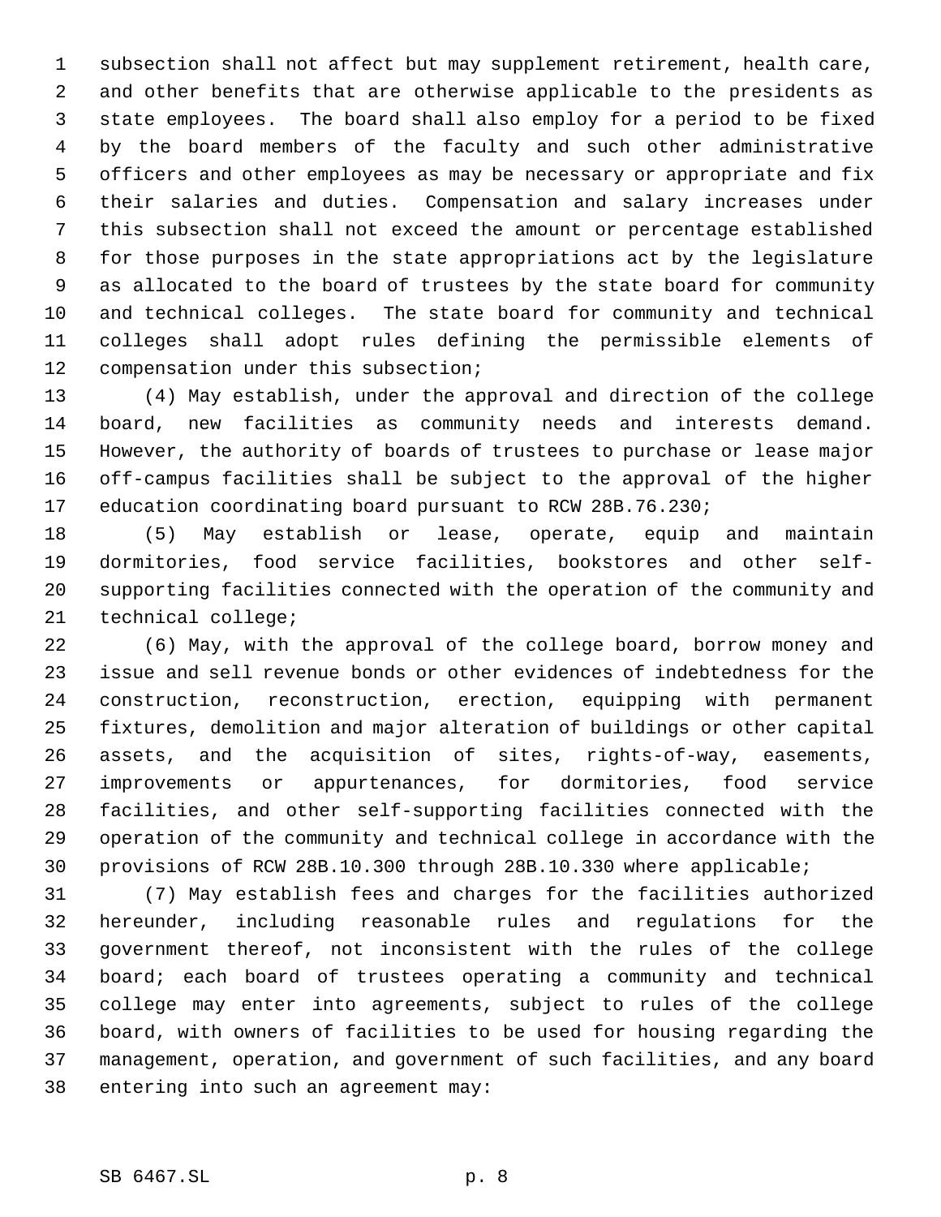subsection shall not affect but may supplement retirement, health care, and other benefits that are otherwise applicable to the presidents as state employees. The board shall also employ for a period to be fixed by the board members of the faculty and such other administrative officers and other employees as may be necessary or appropriate and fix their salaries and duties. Compensation and salary increases under this subsection shall not exceed the amount or percentage established for those purposes in the state appropriations act by the legislature as allocated to the board of trustees by the state board for community and technical colleges. The state board for community and technical colleges shall adopt rules defining the permissible elements of compensation under this subsection;

(4) May establish, under the approval and direction of the college board, new facilities as community needs and interests demand. However, the authority of boards of trustees to purchase or lease major off-campus facilities shall be subject to the approval of the higher education coordinating board pursuant to RCW 28B.76.230;

(5) May establish or lease, operate, equip and maintain dormitories, food service facilities, bookstores and other self-supporting facilities connected with the operation of the community and technical college;

(6) May, with the approval of the college board, borrow money and issue and sell revenue bonds or other evidences of indebtedness for the construction, reconstruction, erection, equipping with permanent fixtures, demolition and major alteration of buildings or other capital assets, and the acquisition of sites, rights-of-way, easements, improvements or appurtenances, for dormitories, food service facilities, and other self-supporting facilities connected with the operation of the community and technical college in accordance with the provisions of RCW 28B.10.300 through 28B.10.330 where applicable;

(7) May establish fees and charges for the facilities authorized hereunder, including reasonable rules and regulations for the government thereof, not inconsistent with the rules of the college board; each board of trustees operating a community and technical college may enter into agreements, subject to rules of the college board, with owners of facilities to be used for housing regarding the management, operation, and government of such facilities, and any board entering into such an agreement may: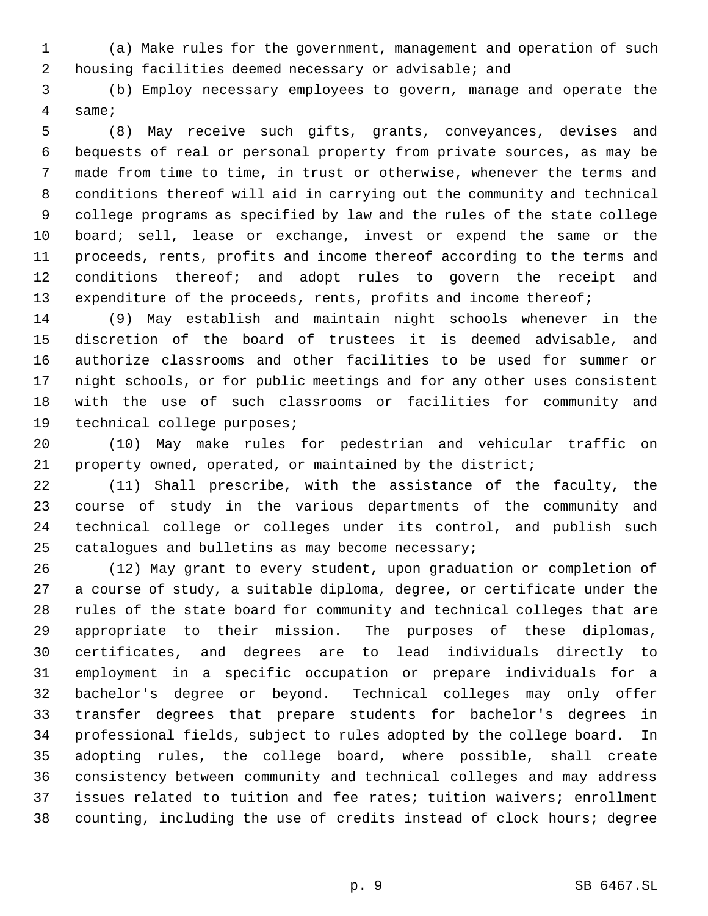(a) Make rules for the government, management and operation of such housing facilities deemed necessary or advisable; and

(b) Employ necessary employees to govern, manage and operate the same;

(8) May receive such gifts, grants, conveyances, devises and bequests of real or personal property from private sources, as may be made from time to time, in trust or otherwise, whenever the terms and conditions thereof will aid in carrying out the community and technical college programs as specified by law and the rules of the state college board; sell, lease or exchange, invest or expend the same or the proceeds, rents, profits and income thereof according to the terms and conditions thereof; and adopt rules to govern the receipt and expenditure of the proceeds, rents, profits and income thereof;

(9) May establish and maintain night schools whenever in the discretion of the board of trustees it is deemed advisable, and authorize classrooms and other facilities to be used for summer or night schools, or for public meetings and for any other uses consistent with the use of such classrooms or facilities for community and technical college purposes;

(10) May make rules for pedestrian and vehicular traffic on property owned, operated, or maintained by the district;

(11) Shall prescribe, with the assistance of the faculty, the course of study in the various departments of the community and technical college or colleges under its control, and publish such catalogues and bulletins as may become necessary;

(12) May grant to every student, upon graduation or completion of a course of study, a suitable diploma, degree, or certificate under the rules of the state board for community and technical colleges that are appropriate to their mission. The purposes of these diplomas, certificates, and degrees are to lead individuals directly to employment in a specific occupation or prepare individuals for a bachelor's degree or beyond. Technical colleges may only offer transfer degrees that prepare students for bachelor's degrees in professional fields, subject to rules adopted by the college board. In adopting rules, the college board, where possible, shall create consistency between community and technical colleges and may address issues related to tuition and fee rates; tuition waivers; enrollment counting, including the use of credits instead of clock hours; degree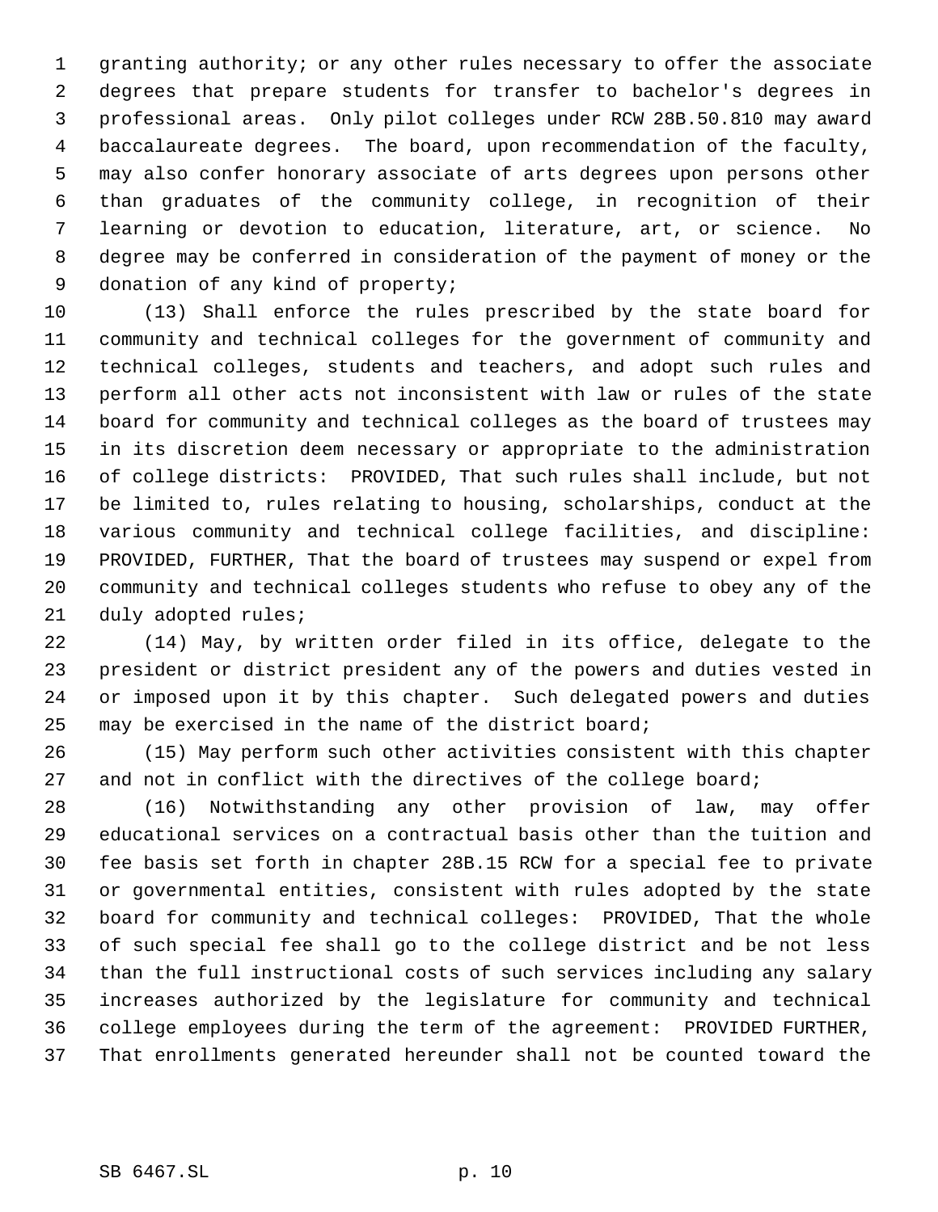granting authority; or any other rules necessary to offer the associate degrees that prepare students for transfer to bachelor's degrees in professional areas. Only pilot colleges under RCW 28B.50.810 may award baccalaureate degrees. The board, upon recommendation of the faculty, may also confer honorary associate of arts degrees upon persons other than graduates of the community college, in recognition of their learning or devotion to education, literature, art, or science. No degree may be conferred in consideration of the payment of money or the donation of any kind of property;

(13) Shall enforce the rules prescribed by the state board for community and technical colleges for the government of community and technical colleges, students and teachers, and adopt such rules and perform all other acts not inconsistent with law or rules of the state board for community and technical colleges as the board of trustees may in its discretion deem necessary or appropriate to the administration of college districts: PROVIDED, That such rules shall include, but not be limited to, rules relating to housing, scholarships, conduct at the various community and technical college facilities, and discipline: PROVIDED, FURTHER, That the board of trustees may suspend or expel from community and technical colleges students who refuse to obey any of the duly adopted rules;

(14) May, by written order filed in its office, delegate to the president or district president any of the powers and duties vested in or imposed upon it by this chapter. Such delegated powers and duties may be exercised in the name of the district board;

(15) May perform such other activities consistent with this chapter and not in conflict with the directives of the college board;

(16) Notwithstanding any other provision of law, may offer educational services on a contractual basis other than the tuition and fee basis set forth in chapter 28B.15 RCW for a special fee to private or governmental entities, consistent with rules adopted by the state board for community and technical colleges: PROVIDED, That the whole of such special fee shall go to the college district and be not less than the full instructional costs of such services including any salary increases authorized by the legislature for community and technical college employees during the term of the agreement: PROVIDED FURTHER, That enrollments generated hereunder shall not be counted toward the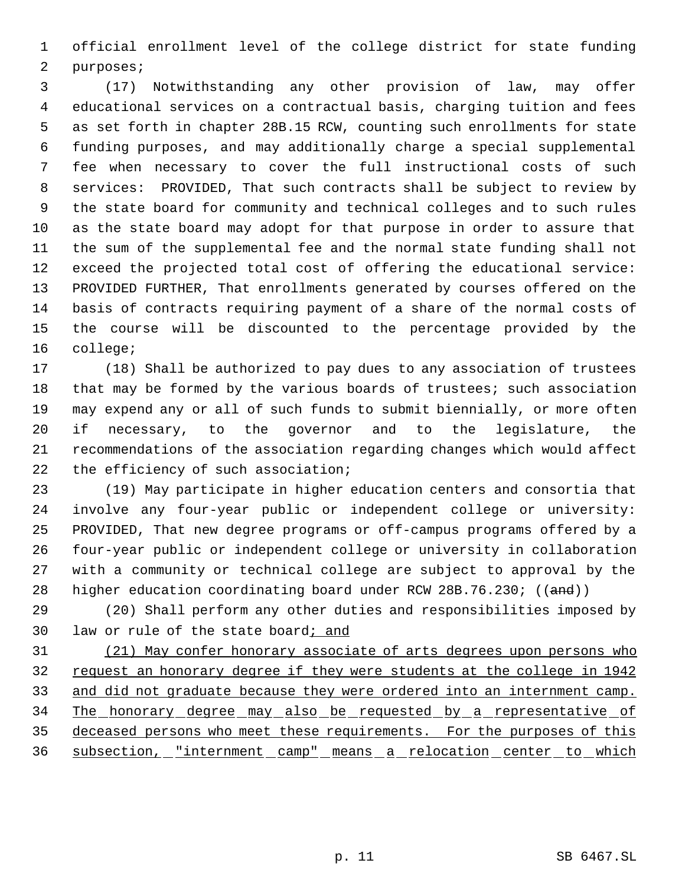official enrollment level of the college district for state funding purposes;

(17) Notwithstanding any other provision of law, may offer educational services on a contractual basis, charging tuition and fees as set forth in chapter 28B.15 RCW, counting such enrollments for state funding purposes, and may additionally charge a special supplemental fee when necessary to cover the full instructional costs of such services: PROVIDED, That such contracts shall be subject to review by the state board for community and technical colleges and to such rules as the state board may adopt for that purpose in order to assure that the sum of the supplemental fee and the normal state funding shall not exceed the projected total cost of offering the educational service: PROVIDED FURTHER, That enrollments generated by courses offered on the basis of contracts requiring payment of a share of the normal costs of the course will be discounted to the percentage provided by the college;

(18) Shall be authorized to pay dues to any association of trustees that may be formed by the various boards of trustees; such association may expend any or all of such funds to submit biennially, or more often if necessary, to the governor and to the legislature, the recommendations of the association regarding changes which would affect the efficiency of such association;

(19) May participate in higher education centers and consortia that involve any four-year public or independent college or university: PROVIDED, That new degree programs or off-campus programs offered by a four-year public or independent college or university in collaboration with a community or technical college are subject to approval by the higher education coordinating board under RCW 28B.76.230; ((~~and~~))

(20) Shall perform any other duties and responsibilities imposed by law or rule of the state board<u>; and</u>

<u>(21) May confer honorary associate of arts degrees upon persons who request an honorary degree if they were students at the college in 1942 and did not graduate because they were ordered into an internment camp. The honorary degree may also be requested by a representative of deceased persons who meet these requirements. For the purposes of this subsection, "internment camp" means a relocation center to which</u>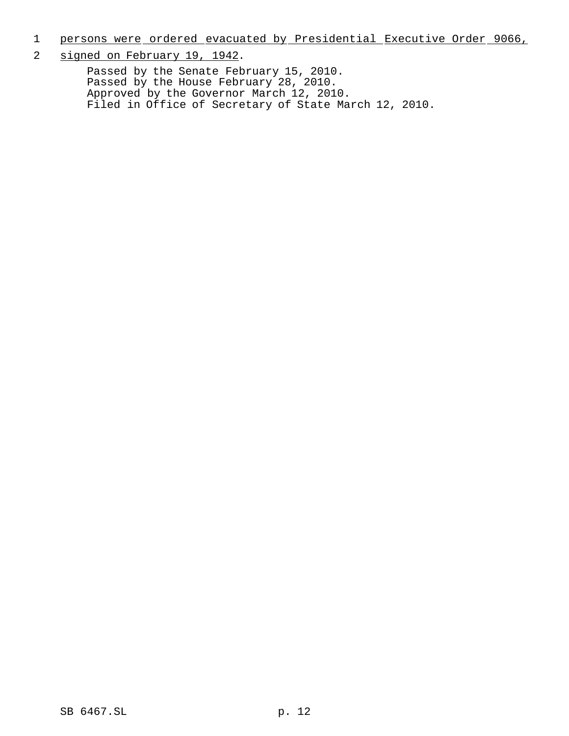persons were ordered evacuated by Presidential Executive Order 9066, signed on February 19, 1942.

Passed by the Senate February 15, 2010.
Passed by the House February 28, 2010.
Approved by the Governor March 12, 2010.
Filed in Office of Secretary of State March 12, 2010.